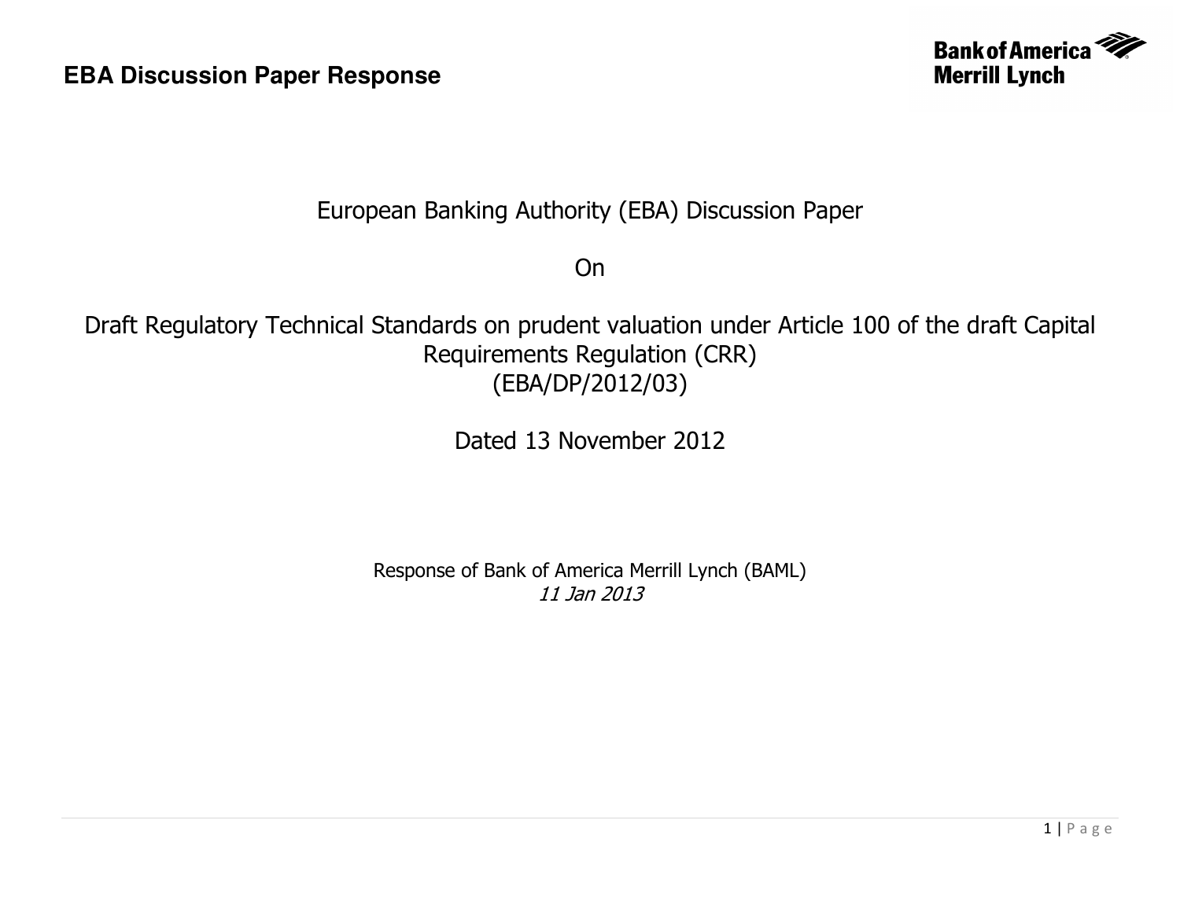**EBA Discussion Paper Response**

Bank of America Merrill Lynch

# European Banking Authority (EBA) Discussion Paper

On

# Draft Regulatory Technical Standards on prudent valuation under Article 100 of the draft Capital Requirements Regulation (CRR)

(EBA/DP/2012/03)

Dated 13 November 2012

Response of Bank of America Merrill Lynch (BAML)

*11 Jan 2013*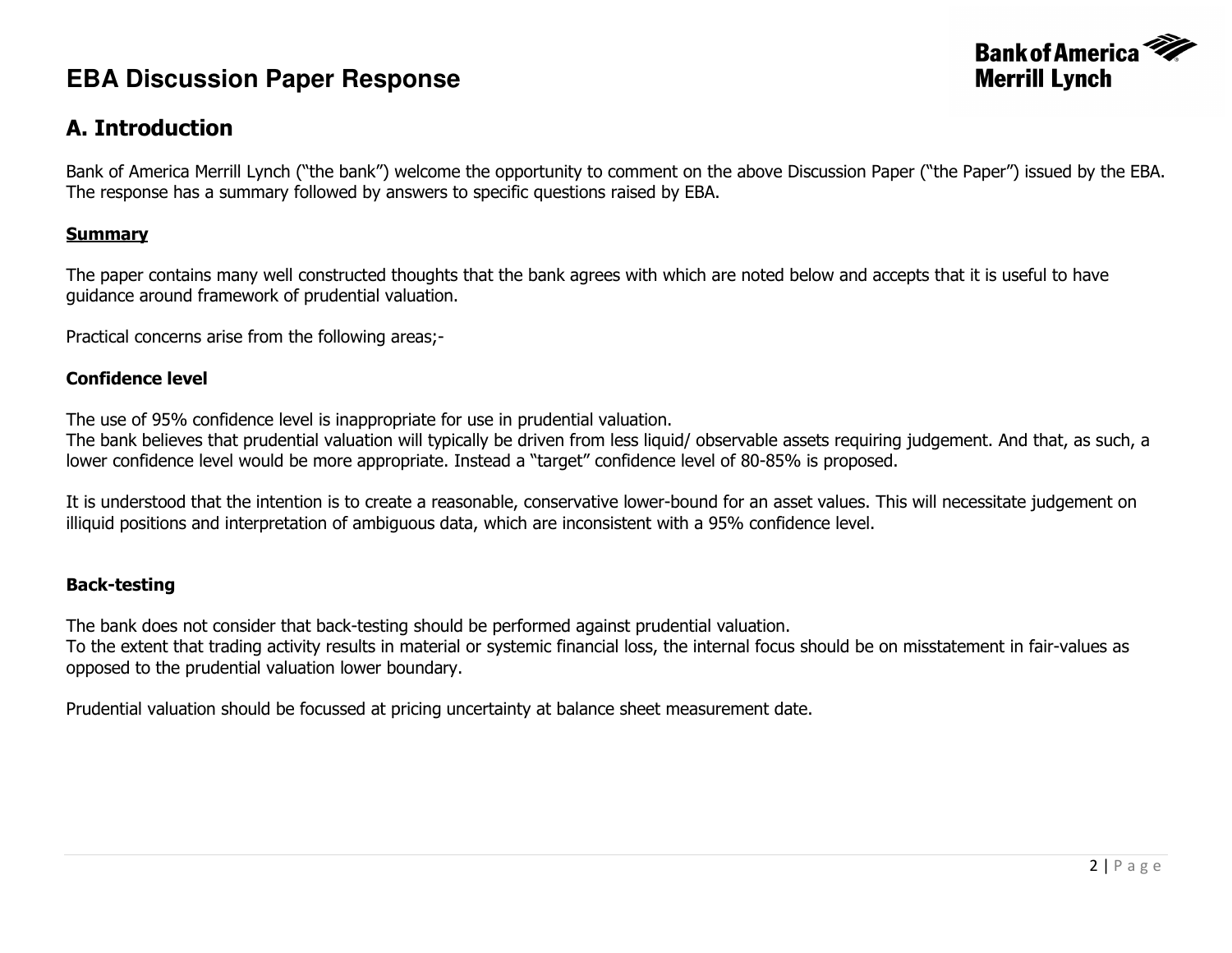# EBA Discussion Paper Response

## A. Introduction

Bank of America Merrill Lynch ("the bank") welcome the opportunity to comment on the above Discussion Paper ("the Paper") issued by the EBA. The response has a summary followed by answers to specific questions raised by EBA.

**Summary**

The paper contains many well constructed thoughts that the bank agrees with which are noted below and accepts that it is useful to have guidance around framework of prudential valuation.

Practical concerns arise from the following areas;-

**Confidence level**

The use of 95% confidence level is inappropriate for use in prudential valuation.
The bank believes that prudential valuation will typically be driven from less liquid/ observable assets requiring judgement. And that, as such, a lower confidence level would be more appropriate. Instead a "target" confidence level of 80-85% is proposed.

It is understood that the intention is to create a reasonable, conservative lower-bound for an asset values. This will necessitate judgement on illiquid positions and interpretation of ambiguous data, which are inconsistent with a 95% confidence level.

**Back-testing**

The bank does not consider that back-testing should be performed against prudential valuation.
To the extent that trading activity results in material or systemic financial loss, the internal focus should be on misstatement in fair-values as opposed to the prudential valuation lower boundary.

Prudential valuation should be focussed at pricing uncertainty at balance sheet measurement date.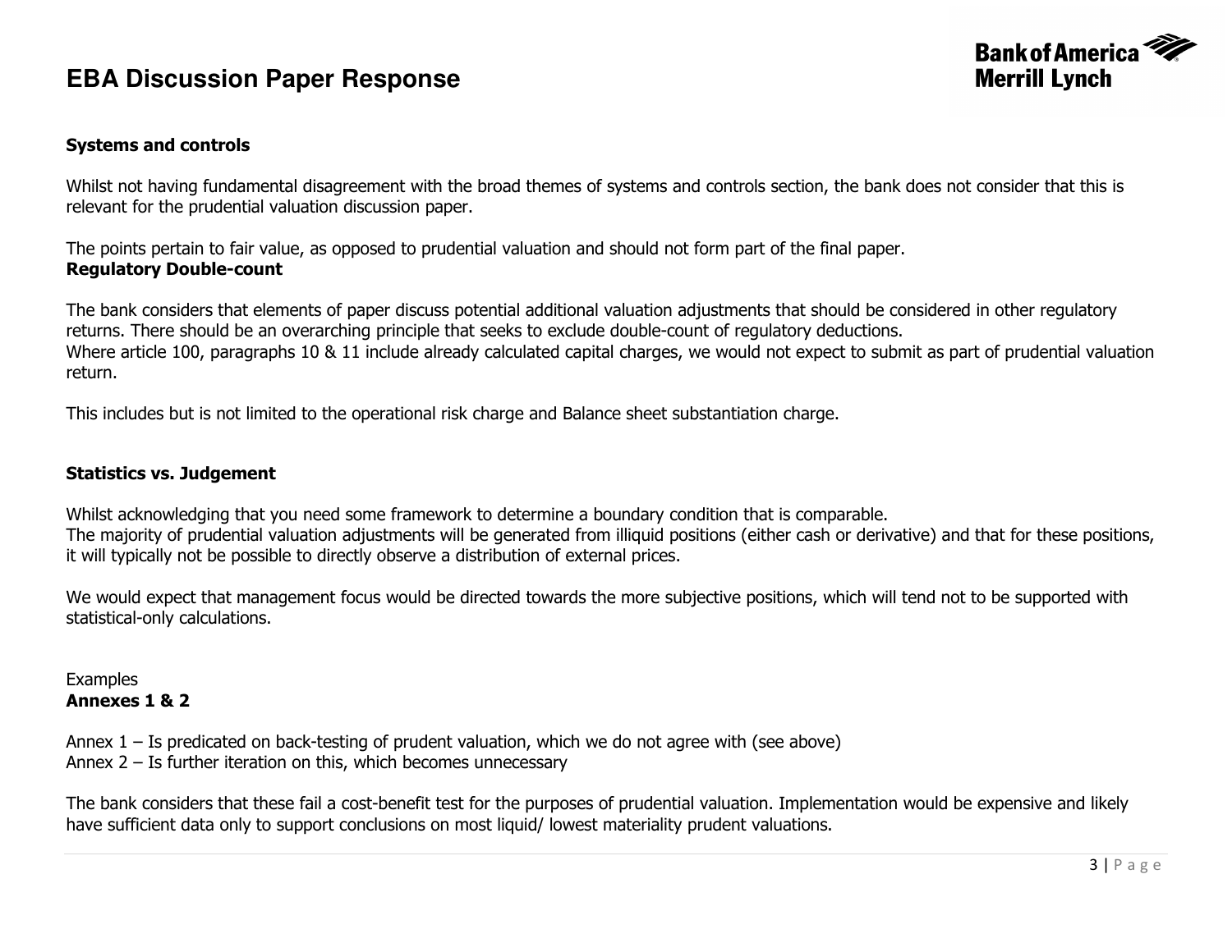**Systems and controls**

Whilst not having fundamental disagreement with the broad themes of systems and controls section, the bank does not consider that this is relevant for the prudential valuation discussion paper.

The points pertain to fair value, as opposed to prudential valuation and should not form part of the final paper.

**Regulatory Double-count**

The bank considers that elements of paper discuss potential additional valuation adjustments that should be considered in other regulatory returns. There should be an overarching principle that seeks to exclude double-count of regulatory deductions.

Where article 100, paragraphs 10 & 11 include already calculated capital charges, we would not expect to submit as part of prudential valuation return.

This includes but is not limited to the operational risk charge and Balance sheet substantiation charge.

**Statistics vs. Judgement**

Whilst acknowledging that you need some framework to determine a boundary condition that is comparable.

The majority of prudential valuation adjustments will be generated from illiquid positions (either cash or derivative) and that for these positions, it will typically not be possible to directly observe a distribution of external prices.

We would expect that management focus would be directed towards the more subjective positions, which will tend not to be supported with statistical-only calculations.

Examples

**Annexes 1 & 2**

Annex 1 – Is predicated on back-testing of prudent valuation, which we do not agree with (see above)

Annex 2 – Is further iteration on this, which becomes unnecessary

The bank considers that these fail a cost-benefit test for the purposes of prudential valuation. Implementation would be expensive and likely have sufficient data only to support conclusions on most liquid/ lowest materiality prudent valuations.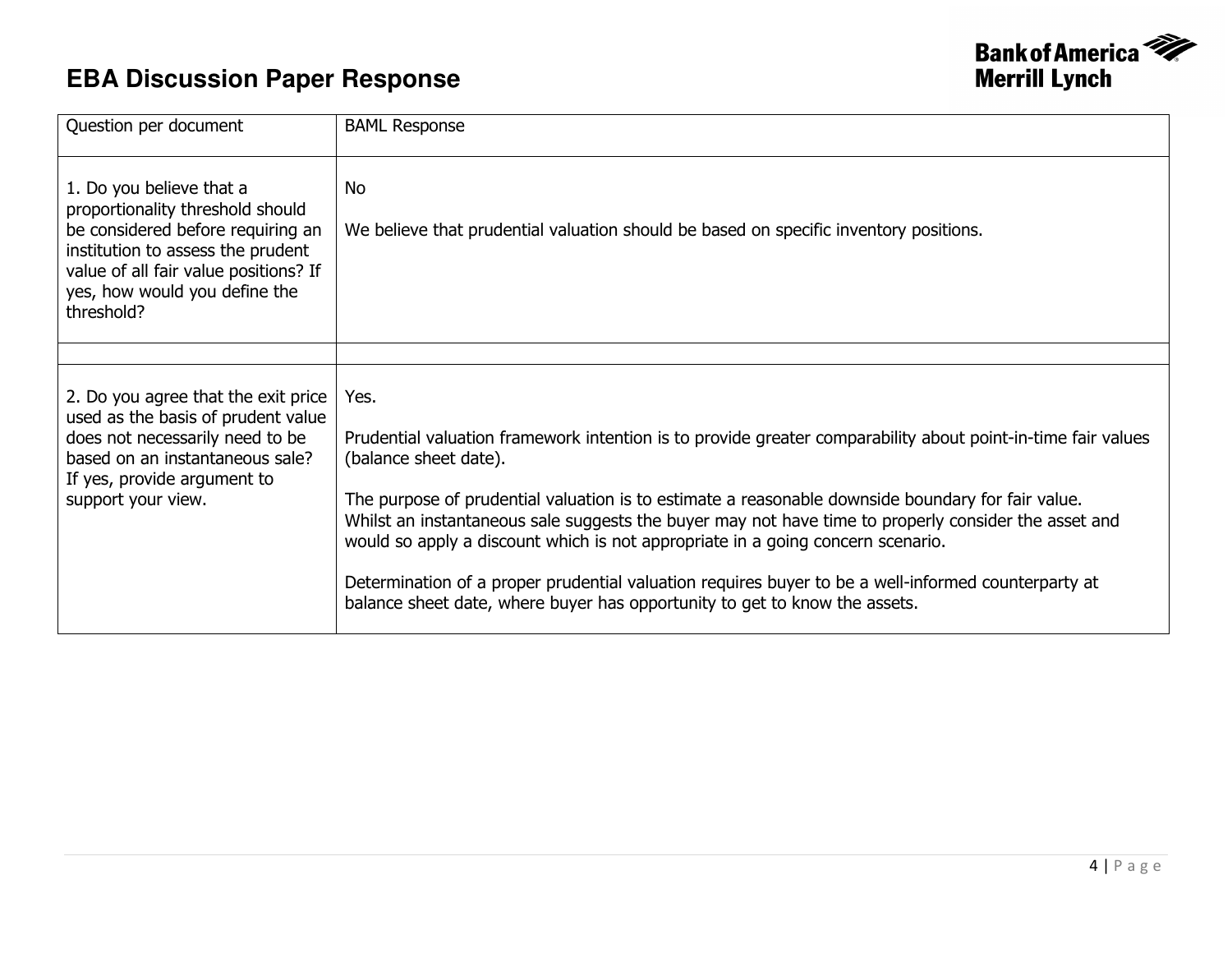# EBA Discussion Paper Response

| Question per document | BAML Response |
|---|---|
| 1. Do you believe that a proportionality threshold should be considered before requiring an institution to assess the prudent value of all fair value positions? If yes, how would you define the threshold? | No<br><br>We believe that prudential valuation should be based on specific inventory positions. |
| | |
| 2. Do you agree that the exit price used as the basis of prudent value does not necessarily need to be based on an instantaneous sale? If yes, provide argument to support your view. | Yes.<br><br>Prudential valuation framework intention is to provide greater comparability about point-in-time fair values (balance sheet date).<br><br>The purpose of prudential valuation is to estimate a reasonable downside boundary for fair value. Whilst an instantaneous sale suggests the buyer may not have time to properly consider the asset and would so apply a discount which is not appropriate in a going concern scenario.<br><br>Determination of a proper prudential valuation requires buyer to be a well-informed counterparty at balance sheet date, where buyer has opportunity to get to know the assets. |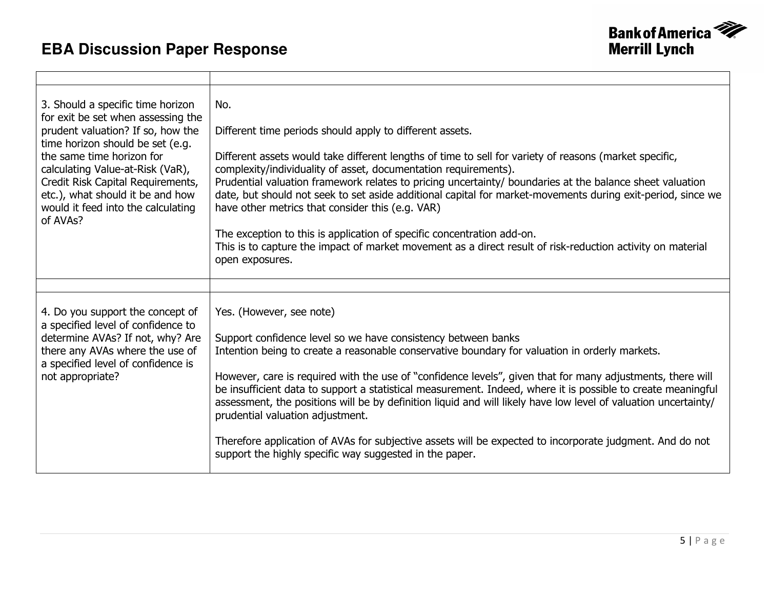| | |
|---|---|
| 3. Should a specific time horizon for exit be set when assessing the prudent valuation? If so, how the time horizon should be set (e.g. the same time horizon for calculating Value-at-Risk (VaR), Credit Risk Capital Requirements, etc.), what should it be and how would it feed into the calculating of AVAs? | No.<br><br>Different time periods should apply to different assets.<br><br>Different assets would take different lengths of time to sell for variety of reasons (market specific, complexity/individuality of asset, documentation requirements).<br>Prudential valuation framework relates to pricing uncertainty/ boundaries at the balance sheet valuation date, but should not seek to set aside additional capital for market-movements during exit-period, since we have other metrics that consider this (e.g. VAR)<br><br>The exception to this is application of specific concentration add-on.<br>This is to capture the impact of market movement as a direct result of risk-reduction activity on material open exposures. |
| | |
| 4. Do you support the concept of a specified level of confidence to determine AVAs? If not, why? Are there any AVAs where the use of a specified level of confidence is not appropriate? | Yes. (However, see note)<br><br>Support confidence level so we have consistency between banks<br>Intention being to create a reasonable conservative boundary for valuation in orderly markets.<br><br>However, care is required with the use of "confidence levels", given that for many adjustments, there will be insufficient data to support a statistical measurement. Indeed, where it is possible to create meaningful assessment, the positions will be by definition liquid and will likely have low level of valuation uncertainty/ prudential valuation adjustment.<br><br>Therefore application of AVAs for subjective assets will be expected to incorporate judgment. And do not support the highly specific way suggested in the paper. |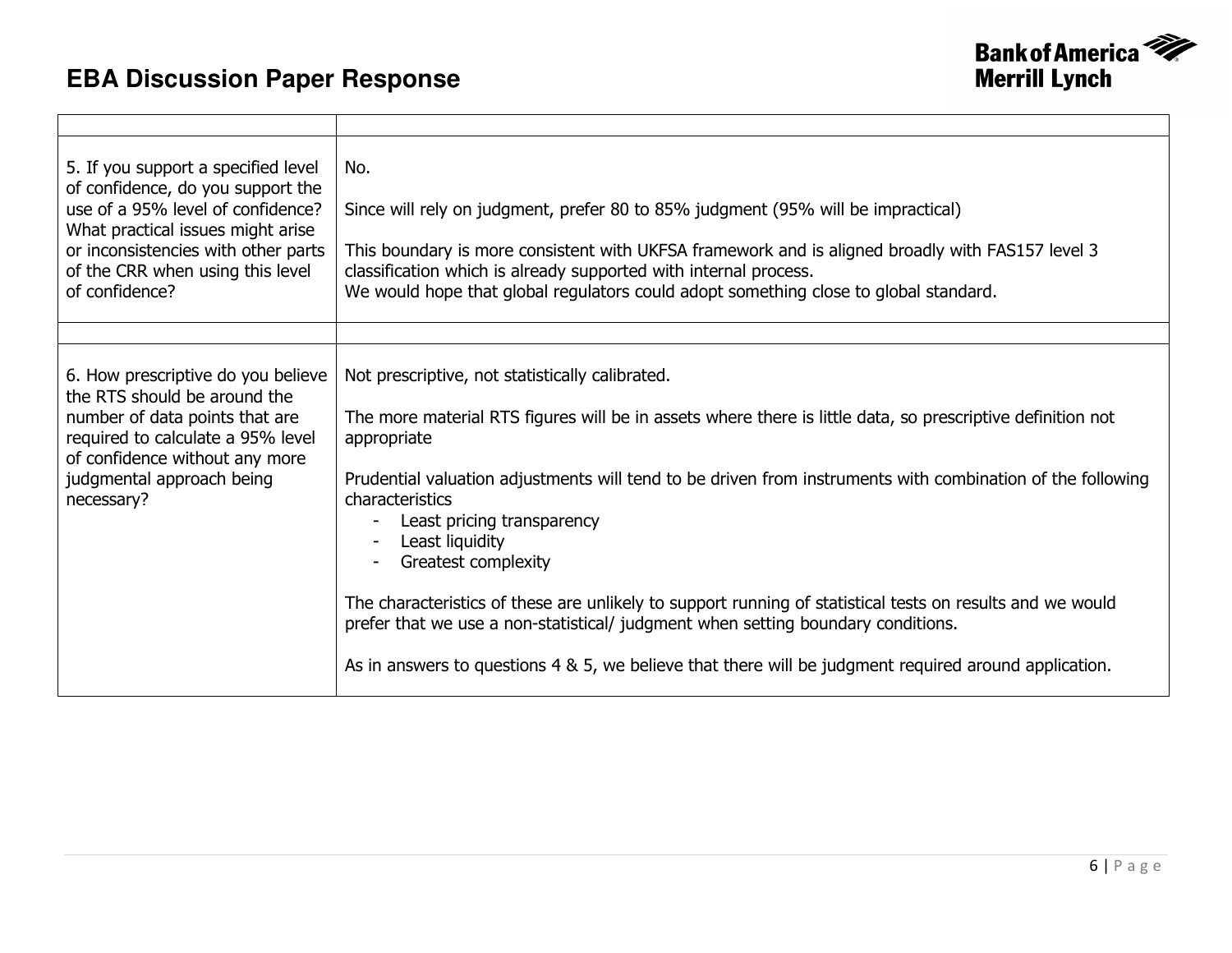| | |
|---|---|
| 5. If you support a specified level of confidence, do you support the use of a 95% level of confidence? What practical issues might arise or inconsistencies with other parts of the CRR when using this level of confidence? | No.<br><br>Since will rely on judgment, prefer 80 to 85% judgment (95% will be impractical)<br><br>This boundary is more consistent with UKFSA framework and is aligned broadly with FAS157 level 3 classification which is already supported with internal process.<br>We would hope that global regulators could adopt something close to global standard. |
| | |
| 6. How prescriptive do you believe the RTS should be around the number of data points that are required to calculate a 95% level of confidence without any more judgmental approach being necessary? | Not prescriptive, not statistically calibrated.<br><br>The more material RTS figures will be in assets where there is little data, so prescriptive definition not appropriate<br><br>Prudential valuation adjustments will tend to be driven from instruments with combination of the following characteristics<br>- Least pricing transparency<br>- Least liquidity<br>- Greatest complexity<br><br>The characteristics of these are unlikely to support running of statistical tests on results and we would prefer that we use a non-statistical/ judgment when setting boundary conditions.<br><br>As in answers to questions 4 & 5, we believe that there will be judgment required around application. |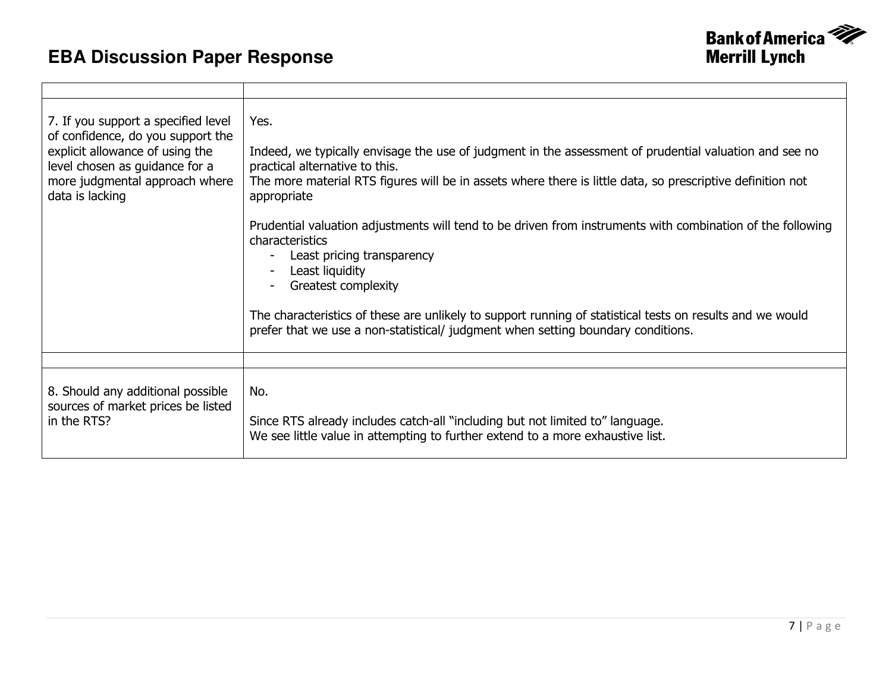| | |
|---|---|
| 7. If you support a specified level of confidence, do you support the explicit allowance of using the level chosen as guidance for a more judgmental approach where data is lacking | Yes.<br><br>Indeed, we typically envisage the use of judgment in the assessment of prudential valuation and see no practical alternative to this.<br>The more material RTS figures will be in assets where there is little data, so prescriptive definition not appropriate<br><br>Prudential valuation adjustments will tend to be driven from instruments with combination of the following characteristics<br>- Least pricing transparency<br>- Least liquidity<br>- Greatest complexity<br><br>The characteristics of these are unlikely to support running of statistical tests on results and we would prefer that we use a non-statistical/ judgment when setting boundary conditions. |
| | |
| 8. Should any additional possible sources of market prices be listed in the RTS? | No.<br><br>Since RTS already includes catch-all "including but not limited to" language.<br>We see little value in attempting to further extend to a more exhaustive list. |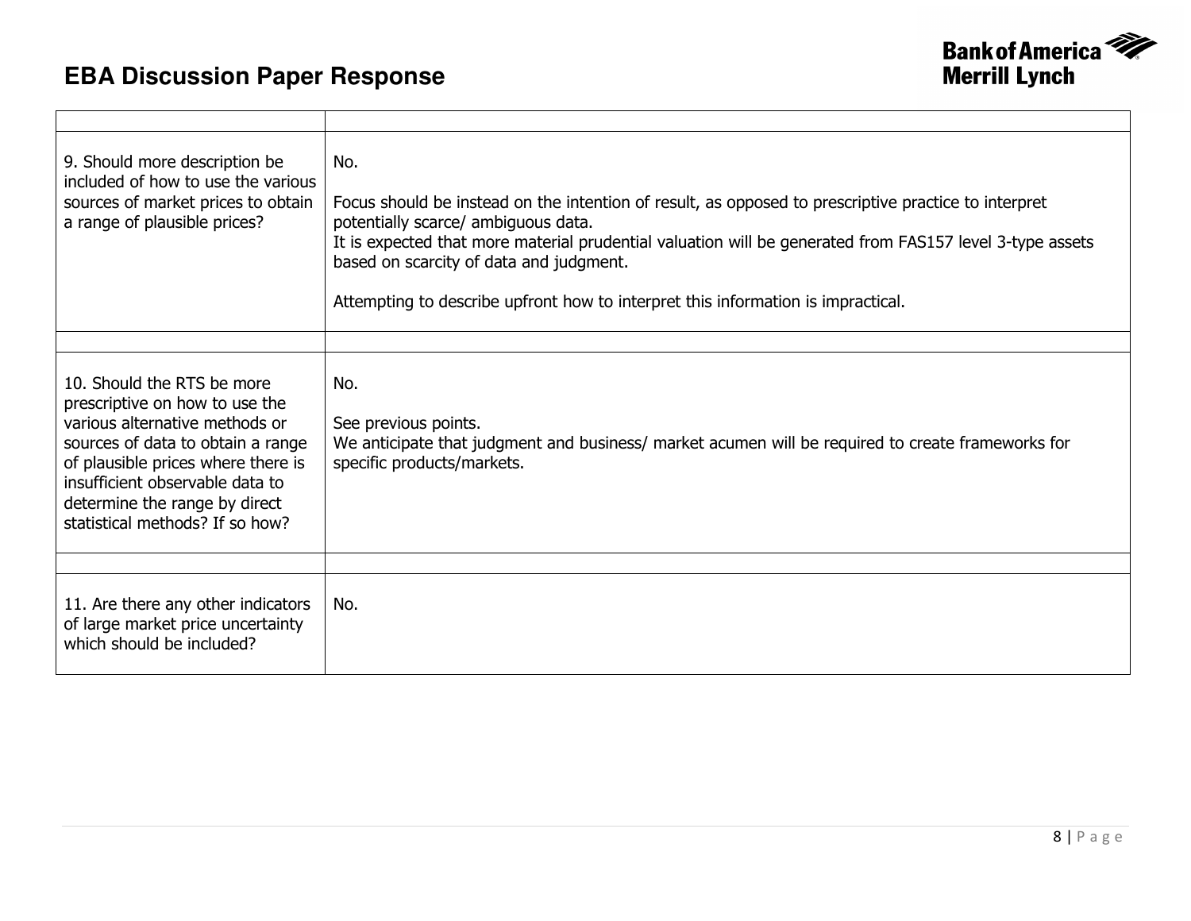| | |
|---|---|
| 9. Should more description be included of how to use the various sources of market prices to obtain a range of plausible prices? | No.<br><br>Focus should be instead on the intention of result, as opposed to prescriptive practice to interpret potentially scarce/ ambiguous data.<br>It is expected that more material prudential valuation will be generated from FAS157 level 3-type assets based on scarcity of data and judgment.<br><br>Attempting to describe upfront how to interpret this information is impractical. |
| | |
| 10. Should the RTS be more prescriptive on how to use the various alternative methods or sources of data to obtain a range of plausible prices where there is insufficient observable data to determine the range by direct statistical methods? If so how? | No.<br><br>See previous points.<br>We anticipate that judgment and business/ market acumen will be required to create frameworks for specific products/markets. |
| | |
| 11. Are there any other indicators of large market price uncertainty which should be included? | No. |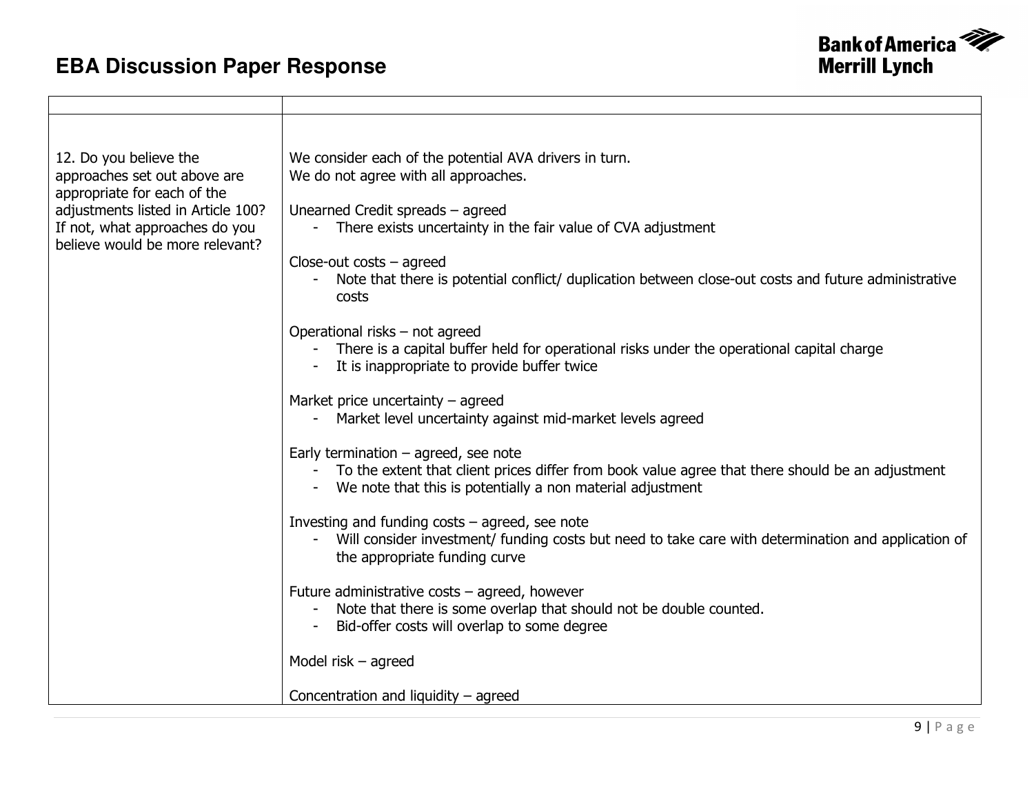# EBA Discussion Paper Response

| | |
|---|---|
| 12. Do you believe the approaches set out above are appropriate for each of the adjustments listed in Article 100? If not, what approaches do you believe would be more relevant? | We consider each of the potential AVA drivers in turn.<br>We do not agree with all approaches.<br><br>Unearned Credit spreads – agreed<br>- There exists uncertainty in the fair value of CVA adjustment<br><br>Close-out costs – agreed<br>- Note that there is potential conflict/ duplication between close-out costs and future administrative costs<br><br>Operational risks – not agreed<br>- There is a capital buffer held for operational risks under the operational capital charge<br>- It is inappropriate to provide buffer twice<br><br>Market price uncertainty – agreed<br>- Market level uncertainty against mid-market levels agreed<br><br>Early termination – agreed, see note<br>- To the extent that client prices differ from book value agree that there should be an adjustment<br>- We note that this is potentially a non material adjustment<br><br>Investing and funding costs – agreed, see note<br>- Will consider investment/ funding costs but need to take care with determination and application of the appropriate funding curve<br><br>Future administrative costs – agreed, however<br>- Note that there is some overlap that should not be double counted.<br>- Bid-offer costs will overlap to some degree<br><br>Model risk – agreed<br><br>Concentration and liquidity – agreed |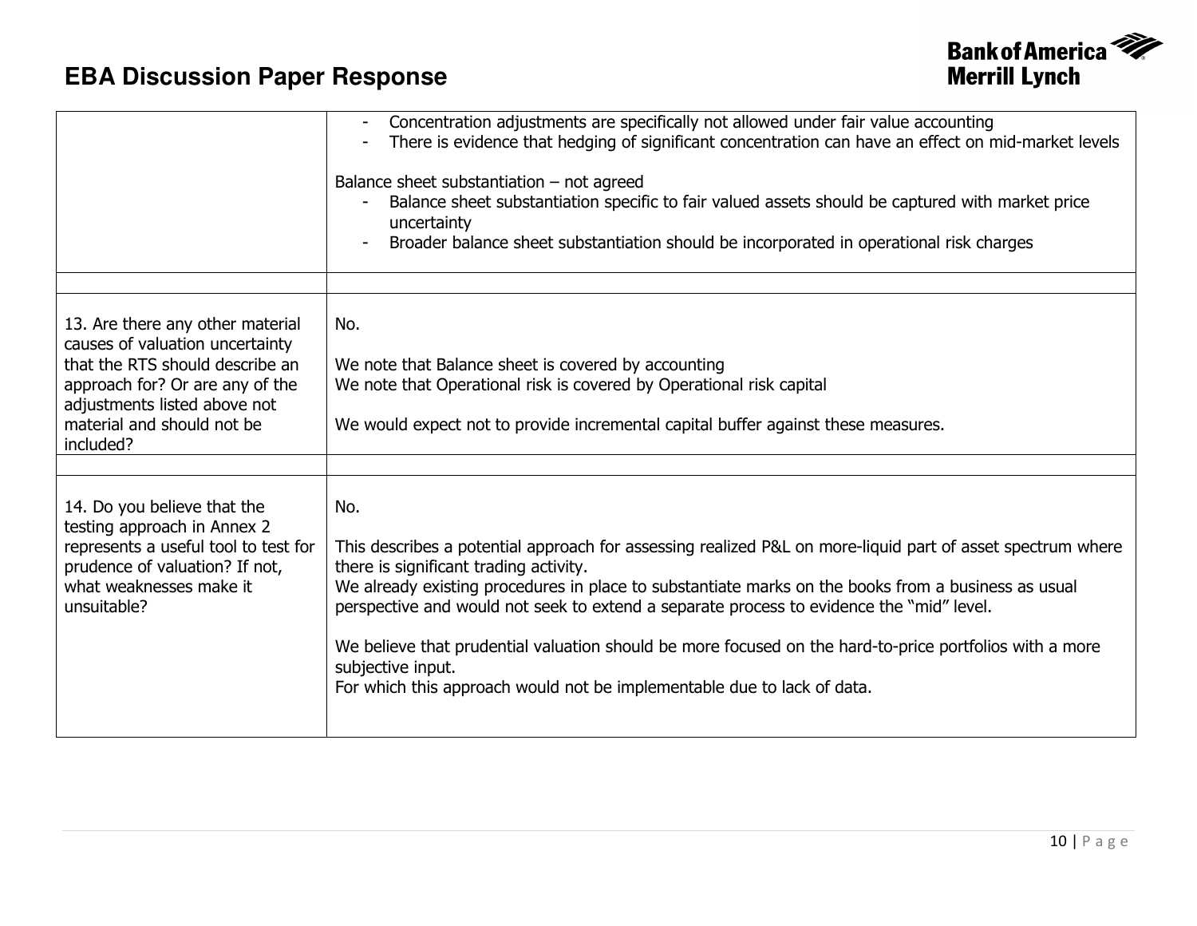| | |
|---|---|
| | - Concentration adjustments are specifically not allowed under fair value accounting<br>- There is evidence that hedging of significant concentration can have an effect on mid-market levels<br><br>Balance sheet substantiation – not agreed<br>- Balance sheet substantiation specific to fair valued assets should be captured with market price uncertainty<br>- Broader balance sheet substantiation should be incorporated in operational risk charges |
| | |
| 13. Are there any other material causes of valuation uncertainty that the RTS should describe an approach for? Or are any of the adjustments listed above not material and should not be included? | No.<br><br>We note that Balance sheet is covered by accounting<br>We note that Operational risk is covered by Operational risk capital<br><br>We would expect not to provide incremental capital buffer against these measures. |
| | |
| 14. Do you believe that the testing approach in Annex 2 represents a useful tool to test for prudence of valuation? If not, what weaknesses make it unsuitable? | No.<br><br>This describes a potential approach for assessing realized P&L on more-liquid part of asset spectrum where there is significant trading activity.<br>We already existing procedures in place to substantiate marks on the books from a business as usual perspective and would not seek to extend a separate process to evidence the "mid" level.<br><br>We believe that prudential valuation should be more focused on the hard-to-price portfolios with a more subjective input.<br>For which this approach would not be implementable due to lack of data. |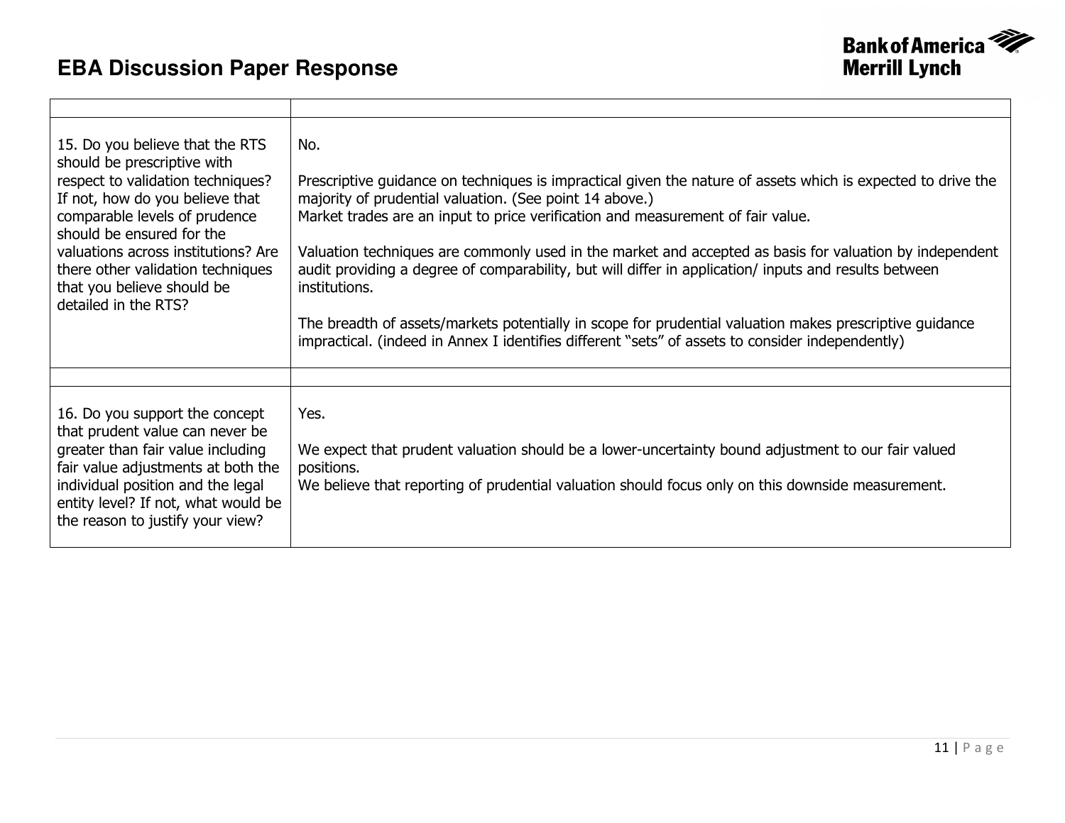| | |
|---|---|
| 15. Do you believe that the RTS should be prescriptive with respect to validation techniques? If not, how do you believe that comparable levels of prudence should be ensured for the valuations across institutions? Are there other validation techniques that you believe should be detailed in the RTS? | No.<br><br>Prescriptive guidance on techniques is impractical given the nature of assets which is expected to drive the majority of prudential valuation. (See point 14 above.)<br>Market trades are an input to price verification and measurement of fair value.<br><br>Valuation techniques are commonly used in the market and accepted as basis for valuation by independent audit providing a degree of comparability, but will differ in application/ inputs and results between institutions.<br><br>The breadth of assets/markets potentially in scope for prudential valuation makes prescriptive guidance impractical. (indeed in Annex I identifies different "sets" of assets to consider independently) |
| | |
| 16. Do you support the concept that prudent value can never be greater than fair value including fair value adjustments at both the individual position and the legal entity level? If not, what would be the reason to justify your view? | Yes.<br><br>We expect that prudent valuation should be a lower-uncertainty bound adjustment to our fair valued positions.<br>We believe that reporting of prudential valuation should focus only on this downside measurement. |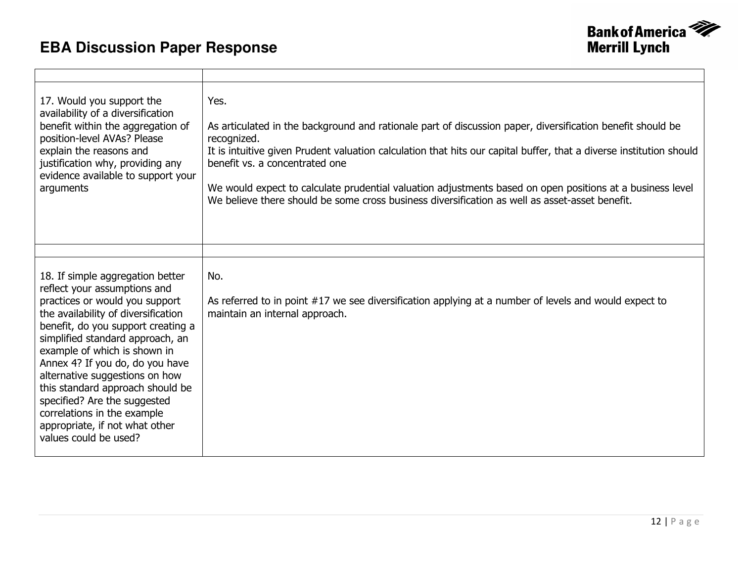| | |
|---|---|
| 17. Would you support the availability of a diversification benefit within the aggregation of position-level AVAs? Please explain the reasons and justification why, providing any evidence available to support your arguments | Yes.<br><br>As articulated in the background and rationale part of discussion paper, diversification benefit should be recognized.<br>It is intuitive given Prudent valuation calculation that hits our capital buffer, that a diverse institution should benefit vs. a concentrated one<br><br>We would expect to calculate prudential valuation adjustments based on open positions at a business level<br>We believe there should be some cross business diversification as well as asset-asset benefit. |
| | |
| 18. If simple aggregation better reflect your assumptions and practices or would you support the availability of diversification benefit, do you support creating a simplified standard approach, an example of which is shown in Annex 4? If you do, do you have alternative suggestions on how this standard approach should be specified? Are the suggested correlations in the example appropriate, if not what other values could be used? | No.<br><br>As referred to in point #17 we see diversification applying at a number of levels and would expect to maintain an internal approach. |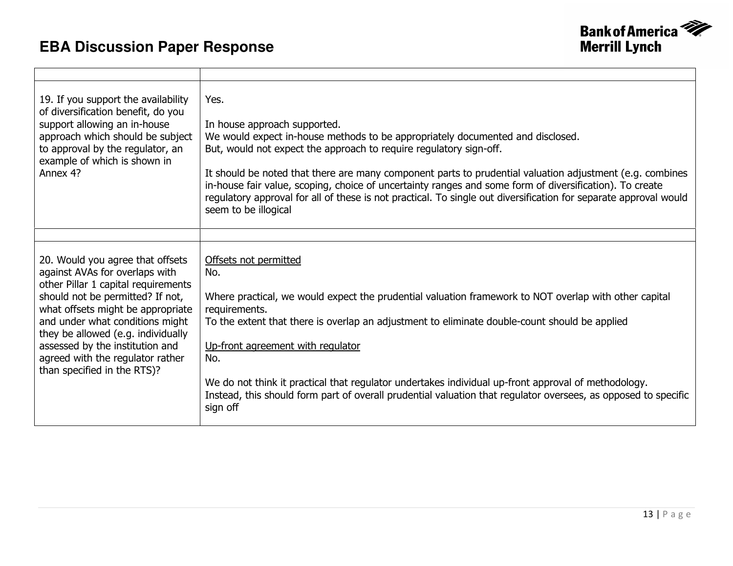| | |
|---|---|
| 19. If you support the availability of diversification benefit, do you support allowing an in-house approach which should be subject to approval by the regulator, an example of which is shown in Annex 4? | Yes.<br><br>In house approach supported.<br>We would expect in-house methods to be appropriately documented and disclosed.<br>But, would not expect the approach to require regulatory sign-off.<br><br>It should be noted that there are many component parts to prudential valuation adjustment (e.g. combines in-house fair value, scoping, choice of uncertainty ranges and some form of diversification). To create regulatory approval for all of these is not practical. To single out diversification for separate approval would seem to be illogical |
| | |
| 20. Would you agree that offsets against AVAs for overlaps with other Pillar 1 capital requirements should not be permitted? If not, what offsets might be appropriate and under what conditions might they be allowed (e.g. individually assessed by the institution and agreed with the regulator rather than specified in the RTS)? | <u>Offsets not permitted</u><br>No.<br><br>Where practical, we would expect the prudential valuation framework to NOT overlap with other capital requirements.<br>To the extent that there is overlap an adjustment to eliminate double-count should be applied<br><br><u>Up-front agreement with regulator</u><br>No.<br><br>We do not think it practical that regulator undertakes individual up-front approval of methodology. Instead, this should form part of overall prudential valuation that regulator oversees, as opposed to specific sign off |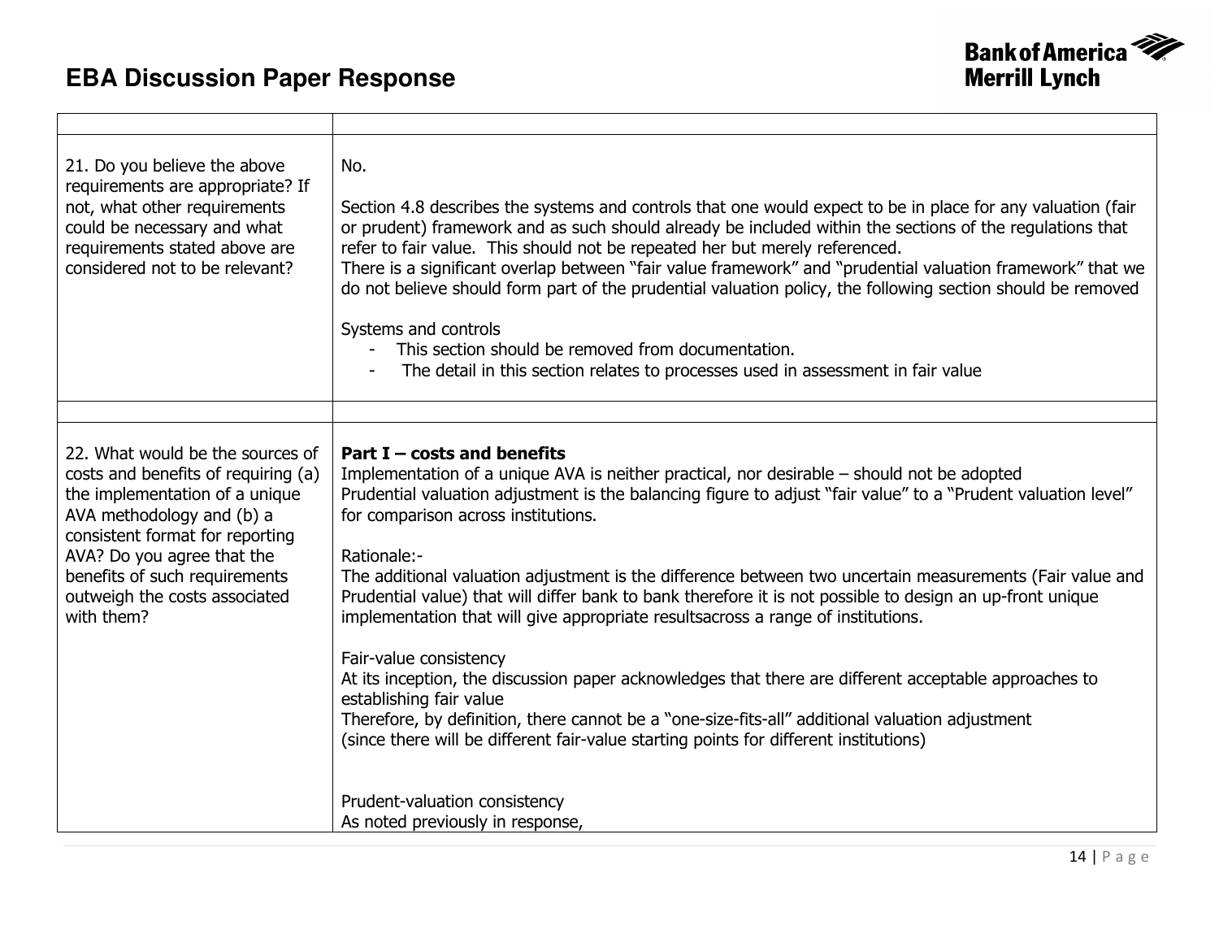| | |
|---|---|
| 21. Do you believe the above requirements are appropriate? If not, what other requirements could be necessary and what requirements stated above are considered not to be relevant? | No.<br><br>Section 4.8 describes the systems and controls that one would expect to be in place for any valuation (fair or prudent) framework and as such should already be included within the sections of the regulations that refer to fair value. This should not be repeated her but merely referenced.<br>There is a significant overlap between "fair value framework" and "prudential valuation framework" that we do not believe should form part of the prudential valuation policy, the following section should be removed<br><br>Systems and controls<br>- This section should be removed from documentation.<br>- The detail in this section relates to processes used in assessment in fair value |
| | |
| 22. What would be the sources of costs and benefits of requiring (a) the implementation of a unique AVA methodology and (b) a consistent format for reporting AVA? Do you agree that the benefits of such requirements outweigh the costs associated with them? | **Part I – costs and benefits**<br>Implementation of a unique AVA is neither practical, nor desirable – should not be adopted<br>Prudential valuation adjustment is the balancing figure to adjust "fair value" to a "Prudent valuation level" for comparison across institutions.<br><br>Rationale:-<br>The additional valuation adjustment is the difference between two uncertain measurements (Fair value and Prudential value) that will differ bank to bank therefore it is not possible to design an up-front unique implementation that will give appropriate resultsacross a range of institutions.<br><br>Fair-value consistency<br>At its inception, the discussion paper acknowledges that there are different acceptable approaches to establishing fair value<br>Therefore, by definition, there cannot be a "one-size-fits-all" additional valuation adjustment (since there will be different fair-value starting points for different institutions)<br><br>Prudent-valuation consistency<br>As noted previously in response, |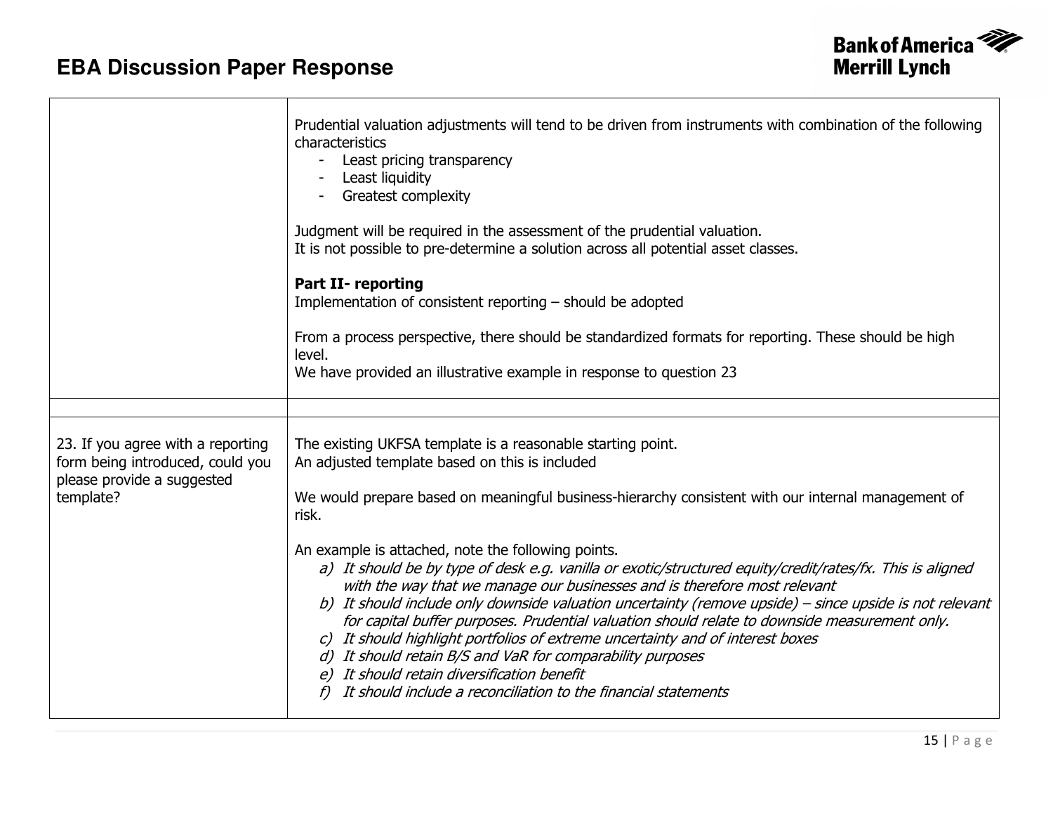| | |
|---|---|
| | Prudential valuation adjustments will tend to be driven from instruments with combination of the following characteristics<br>- Least pricing transparency<br>- Least liquidity<br>- Greatest complexity<br><br>Judgment will be required in the assessment of the prudential valuation.<br>It is not possible to pre-determine a solution across all potential asset classes.<br><br>**Part II- reporting**<br>Implementation of consistent reporting – should be adopted<br><br>From a process perspective, there should be standardized formats for reporting. These should be high level.<br>We have provided an illustrative example in response to question 23 |
| | |
| 23. If you agree with a reporting form being introduced, could you please provide a suggested template? | The existing UKFSA template is a reasonable starting point.<br>An adjusted template based on this is included<br><br>We would prepare based on meaningful business-hierarchy consistent with our internal management of risk.<br><br>An example is attached, note the following points.<br>*a) It should be by type of desk e.g. vanilla or exotic/structured equity/credit/rates/fx. This is aligned with the way that we manage our businesses and is therefore most relevant*<br>*b) It should include only downside valuation uncertainty (remove upside) – since upside is not relevant for capital buffer purposes. Prudential valuation should relate to downside measurement only.*<br>*c) It should highlight portfolios of extreme uncertainty and of interest boxes*<br>*d) It should retain B/S and VaR for comparability purposes*<br>*e) It should retain diversification benefit*<br>*f) It should include a reconciliation to the financial statements* |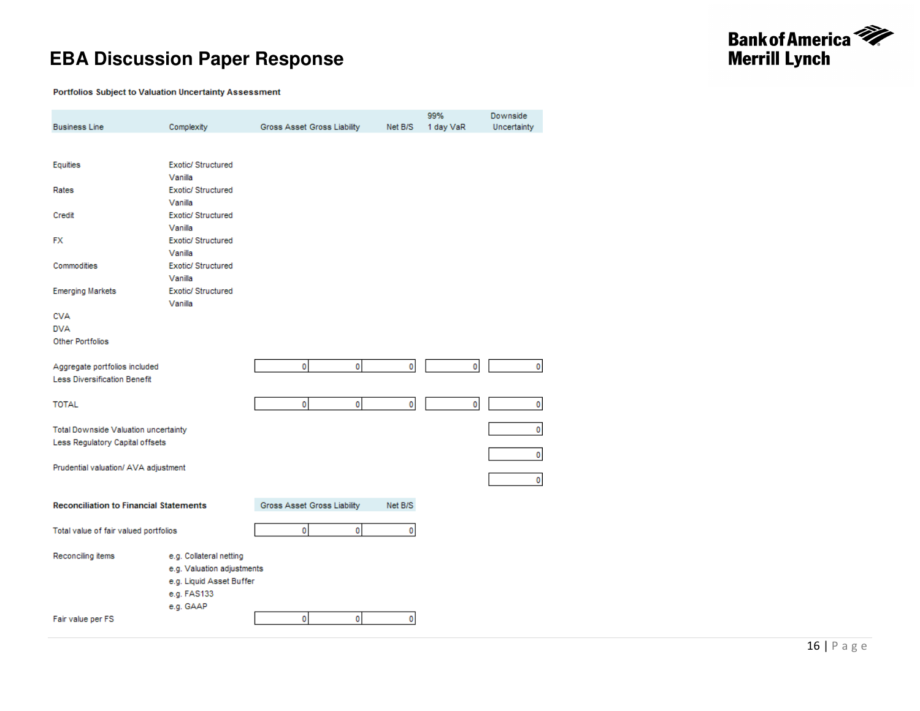# EBA Discussion Paper Response

**Portfolios Subject to Valuation Uncertainty Assessment**

| Business Line | Complexity | Gross Asset | Gross Liability | Net B/S | 99% 1 day VaR | Downside Uncertainty |
|---|---|---|---|---|---|---|
| Equities | Exotic/ Structured | | | | | |
| | Vanilla | | | | | |
| Rates | Exotic/ Structured | | | | | |
| | Vanilla | | | | | |
| Credit | Exotic/ Structured | | | | | |
| | Vanilla | | | | | |
| FX | Exotic/ Structured | | | | | |
| | Vanilla | | | | | |
| Commodities | Exotic/ Structured | | | | | |
| | Vanilla | | | | | |
| Emerging Markets | Exotic/ Structured | | | | | |
| | Vanilla | | | | | |
| CVA | | | | | | |
| DVA | | | | | | |
| Other Portfolios | | | | | | |
| Aggregate portfolios included | | 0 | 0 | 0 | 0 | 0 |
| Less Diversification Benefit | | | | | | |
| TOTAL | | 0 | 0 | 0 | 0 | 0 |
| Total Downside Valuation uncertainty | | | | | | 0 |
| Less Regulatory Capital offsets | | | | | | 0 |
| Prudential valuation/ AVA adjustment | | | | | | 0 |

| Reconciliation to Financial Statements | | Gross Asset | Gross Liability | Net B/S |
|---|---|---|---|---|
| Total value of fair valued portfolios | | 0 | 0 | 0 |
| Reconciling items | e.g. Collateral netting | | | |
| | e.g. Valuation adjustments | | | |
| | e.g. Liquid Asset Buffer | | | |
| | e.g. FAS133 | | | |
| | e.g. GAAP | | | |
| Fair value per FS | | 0 | 0 | 0 |